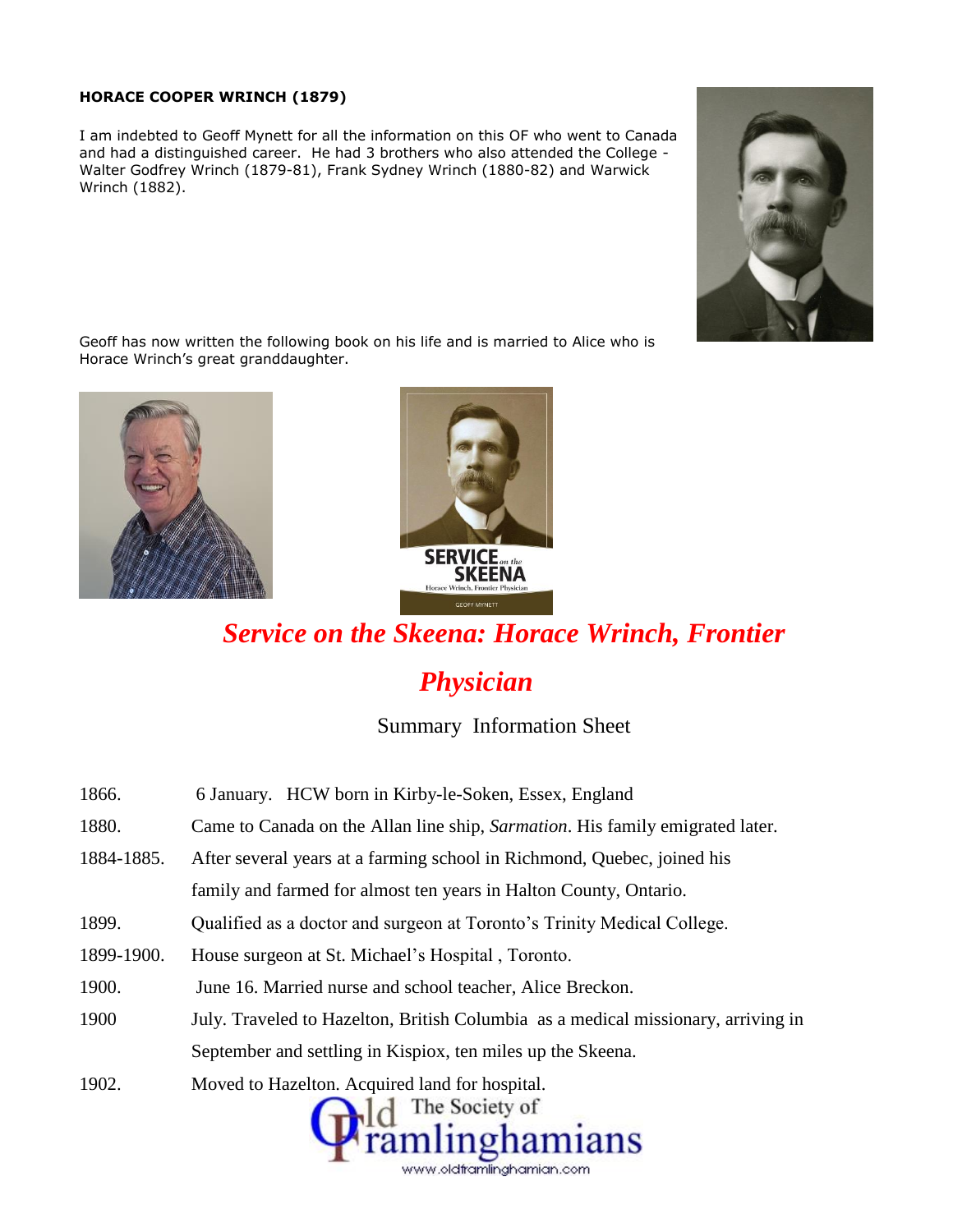**HORACE COOPER WRINCH (1879)**

I am indebted to Geoff Mynett for all the information on this OF who went to Canada and had a distinguished career. He had 3 brothers who also attended the College - Walter Godfrey Wrinch (1879-81), Frank Sydney Wrinch (1880-82) and Warwick Wrinch (1882).

Geoff has now written the following book on his life and is married to Alice who is Horace Wrinch's great granddaughter.

## *Service on the Skeena: Horace Wrinch, Frontier Physician*

Summary Information Sheet

| | |
|---|---|
| 1866. | 6 January. HCW born in Kirby-le-Soken, Essex, England |
| 1880. | Came to Canada on the Allan line ship, *Sarmation*. His family emigrated later. |
| 1884-1885. | After several years at a farming school in Richmond, Quebec, joined his family and farmed for almost ten years in Halton County, Ontario. |
| 1899. | Qualified as a doctor and surgeon at Toronto's Trinity Medical College. |
| 1899-1900. | House surgeon at St. Michael's Hospital , Toronto. |
| 1900. | June 16. Married nurse and school teacher, Alice Breckon. |
| 1900 | July. Traveled to Hazelton, British Columbia as a medical missionary, arriving in September and settling in Kispiox, ten miles up the Skeena. |
| 1902. | Moved to Hazelton. Acquired land for hospital. |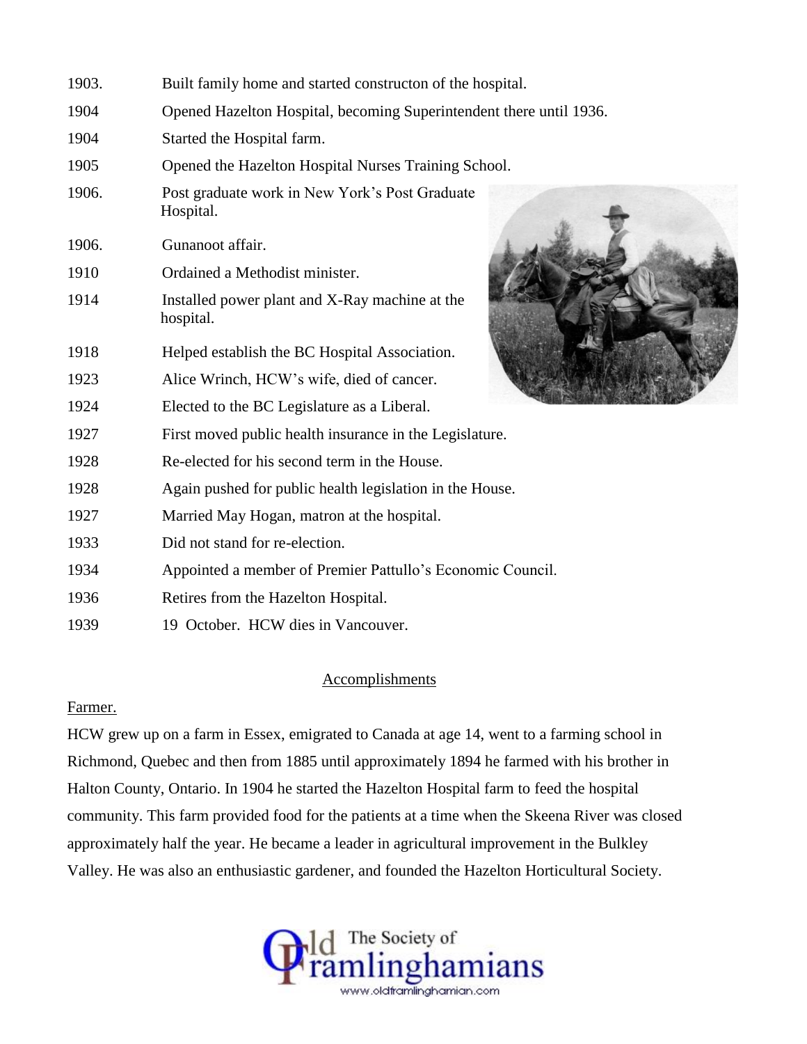| | |
|---|---|
| 1903. | Built family home and started constructon of the hospital. |
| 1904 | Opened Hazelton Hospital, becoming Superintendent there until 1936. |
| 1904 | Started the Hospital farm. |
| 1905 | Opened the Hazelton Hospital Nurses Training School. |
| 1906. | Post graduate work in New York's Post Graduate Hospital. |
| 1906. | Gunanoot affair. |
| 1910 | Ordained a Methodist minister. |
| 1914 | Installed power plant and X-Ray machine at the hospital. |
| 1918 | Helped establish the BC Hospital Association. |
| 1923 | Alice Wrinch, HCW's wife, died of cancer. |
| 1924 | Elected to the BC Legislature as a Liberal. |
| 1927 | First moved public health insurance in the Legislature. |
| 1928 | Re-elected for his second term in the House. |
| 1928 | Again pushed for public health legislation in the House. |
| 1927 | Married May Hogan, matron at the hospital. |
| 1933 | Did not stand for re-election. |
| 1934 | Appointed a member of Premier Pattullo's Economic Council. |
| 1936 | Retires from the Hazelton Hospital. |
| 1939 | 19 October. HCW dies in Vancouver. |

## Accomplishments

### Farmer.

HCW grew up on a farm in Essex, emigrated to Canada at age 14, went to a farming school in Richmond, Quebec and then from 1885 until approximately 1894 he farmed with his brother in Halton County, Ontario. In 1904 he started the Hazelton Hospital farm to feed the hospital community. This farm provided food for the patients at a time when the Skeena River was closed approximately half the year. He became a leader in agricultural improvement in the Bulkley Valley. He was also an enthusiastic gardener, and founded the Hazelton Horticultural Society.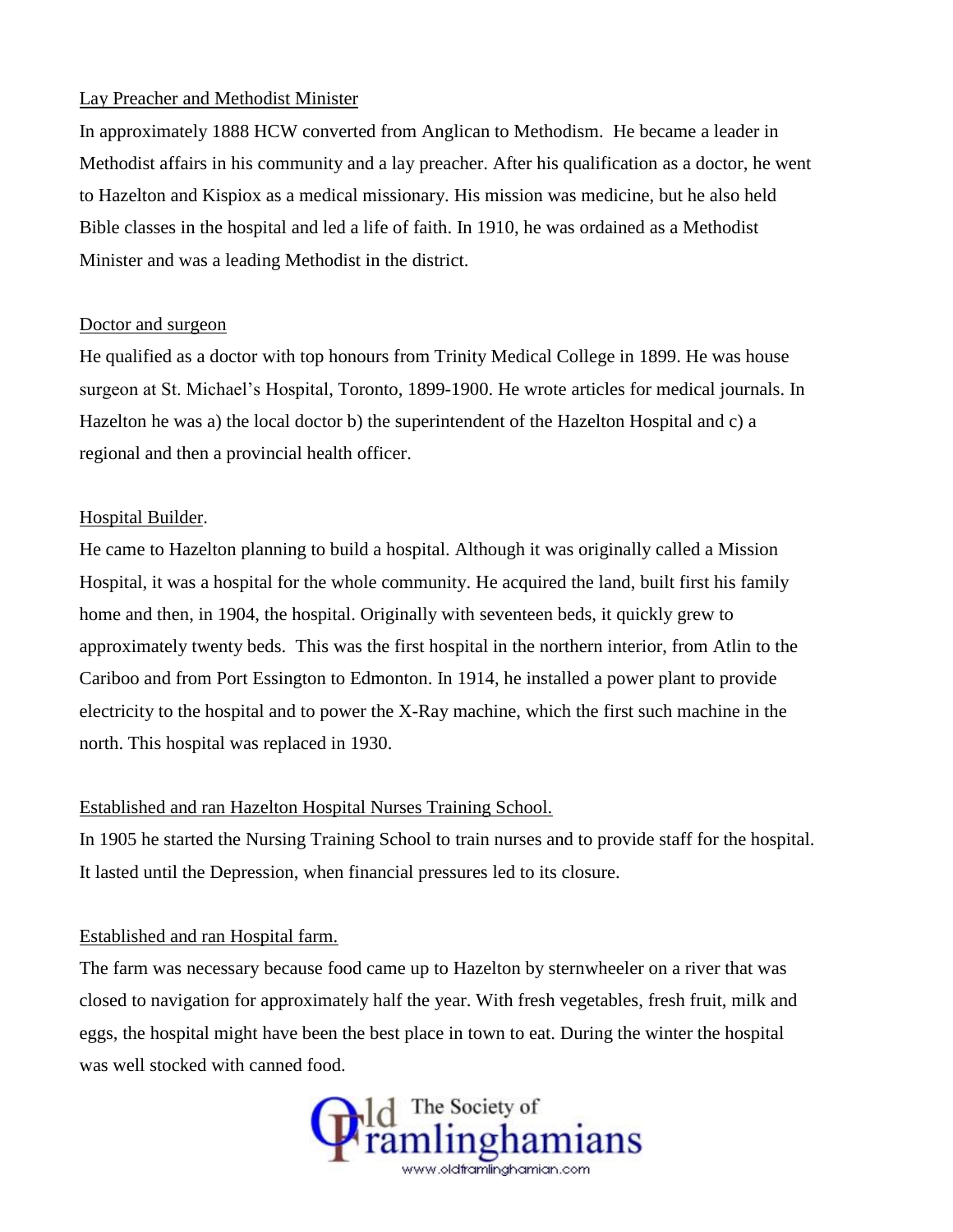Lay Preacher and Methodist Minister

In approximately 1888 HCW converted from Anglican to Methodism. He became a leader in Methodist affairs in his community and a lay preacher. After his qualification as a doctor, he went to Hazelton and Kispiox as a medical missionary. His mission was medicine, but he also held Bible classes in the hospital and led a life of faith. In 1910, he was ordained as a Methodist Minister and was a leading Methodist in the district.

Doctor and surgeon

He qualified as a doctor with top honours from Trinity Medical College in 1899. He was house surgeon at St. Michael's Hospital, Toronto, 1899-1900. He wrote articles for medical journals. In Hazelton he was a) the local doctor b) the superintendent of the Hazelton Hospital and c) a regional and then a provincial health officer.

Hospital Builder.

He came to Hazelton planning to build a hospital. Although it was originally called a Mission Hospital, it was a hospital for the whole community. He acquired the land, built first his family home and then, in 1904, the hospital. Originally with seventeen beds, it quickly grew to approximately twenty beds. This was the first hospital in the northern interior, from Atlin to the Cariboo and from Port Essington to Edmonton. In 1914, he installed a power plant to provide electricity to the hospital and to power the X-Ray machine, which the first such machine in the north. This hospital was replaced in 1930.

Established and ran Hazelton Hospital Nurses Training School.

In 1905 he started the Nursing Training School to train nurses and to provide staff for the hospital. It lasted until the Depression, when financial pressures led to its closure.

Established and ran Hospital farm.

The farm was necessary because food came up to Hazelton by sternwheeler on a river that was closed to navigation for approximately half the year. With fresh vegetables, fresh fruit, milk and eggs, the hospital might have been the best place in town to eat. During the winter the hospital was well stocked with canned food.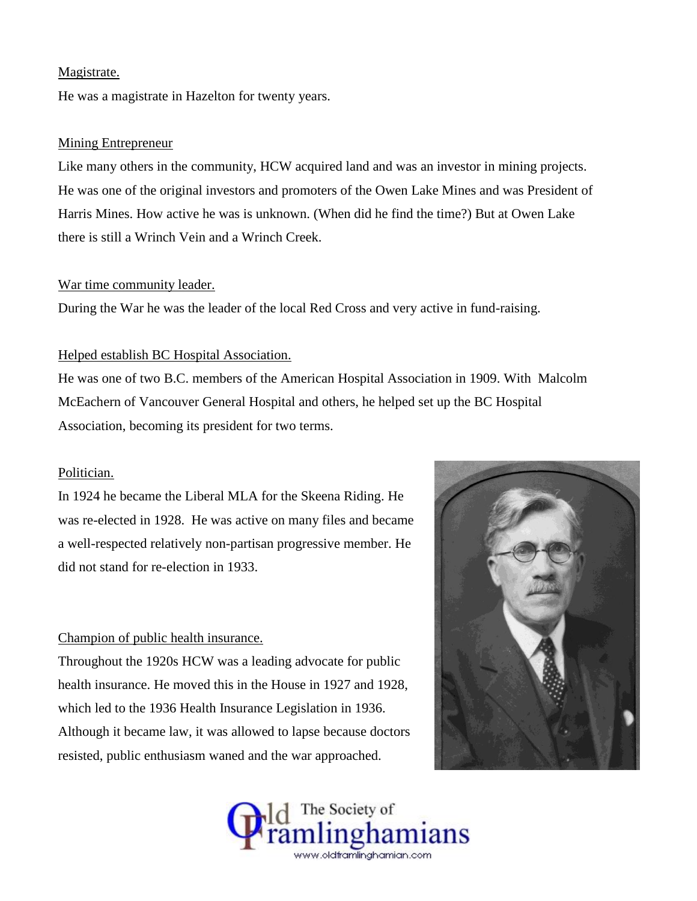Magistrate.

He was a magistrate in Hazelton for twenty years.

Mining Entrepreneur

Like many others in the community, HCW acquired land and was an investor in mining projects. He was one of the original investors and promoters of the Owen Lake Mines and was President of Harris Mines. How active he was is unknown. (When did he find the time?) But at Owen Lake there is still a Wrinch Vein and a Wrinch Creek.

War time community leader.

During the War he was the leader of the local Red Cross and very active in fund-raising.

Helped establish BC Hospital Association.

He was one of two B.C. members of the American Hospital Association in 1909. With Malcolm McEachern of Vancouver General Hospital and others, he helped set up the BC Hospital Association, becoming its president for two terms.

Politician.

In 1924 he became the Liberal MLA for the Skeena Riding. He was re-elected in 1928. He was active on many files and became a well-respected relatively non-partisan progressive member. He did not stand for re-election in 1933.

Champion of public health insurance.

Throughout the 1920s HCW was a leading advocate for public health insurance. He moved this in the House in 1927 and 1928, which led to the 1936 Health Insurance Legislation in 1936. Although it became law, it was allowed to lapse because doctors resisted, public enthusiasm waned and the war approached.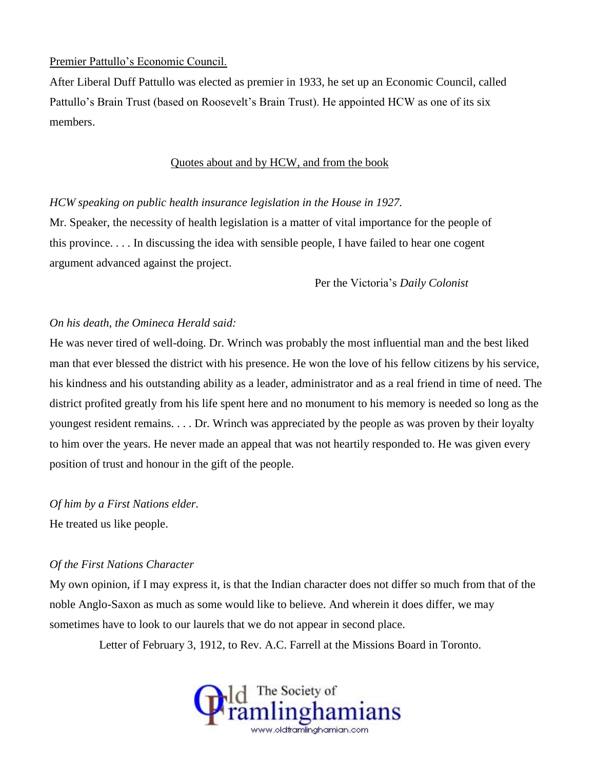Premier Pattullo's Economic Council.

After Liberal Duff Pattullo was elected as premier in 1933, he set up an Economic Council, called Pattullo's Brain Trust (based on Roosevelt's Brain Trust). He appointed HCW as one of its six members.

## Quotes about and by HCW, and from the book

*HCW speaking on public health insurance legislation in the House in 1927.*

Mr. Speaker, the necessity of health legislation is a matter of vital importance for the people of this province. . . . In discussing the idea with sensible people, I have failed to hear one cogent argument advanced against the project.

Per the Victoria's *Daily Colonist*

*On his death, the Omineca Herald said:*

He was never tired of well-doing. Dr. Wrinch was probably the most influential man and the best liked man that ever blessed the district with his presence. He won the love of his fellow citizens by his service, his kindness and his outstanding ability as a leader, administrator and as a real friend in time of need. The district profited greatly from his life spent here and no monument to his memory is needed so long as the youngest resident remains. . . . Dr. Wrinch was appreciated by the people as was proven by their loyalty to him over the years. He never made an appeal that was not heartily responded to. He was given every position of trust and honour in the gift of the people.

*Of him by a First Nations elder.*

He treated us like people.

*Of the First Nations Character*

My own opinion, if I may express it, is that the Indian character does not differ so much from that of the noble Anglo-Saxon as much as some would like to believe. And wherein it does differ, we may sometimes have to look to our laurels that we do not appear in second place.

Letter of February 3, 1912, to Rev. A.C. Farrell at the Missions Board in Toronto.

Old Framlinghamians The Society of
www.oldframlinghamian.com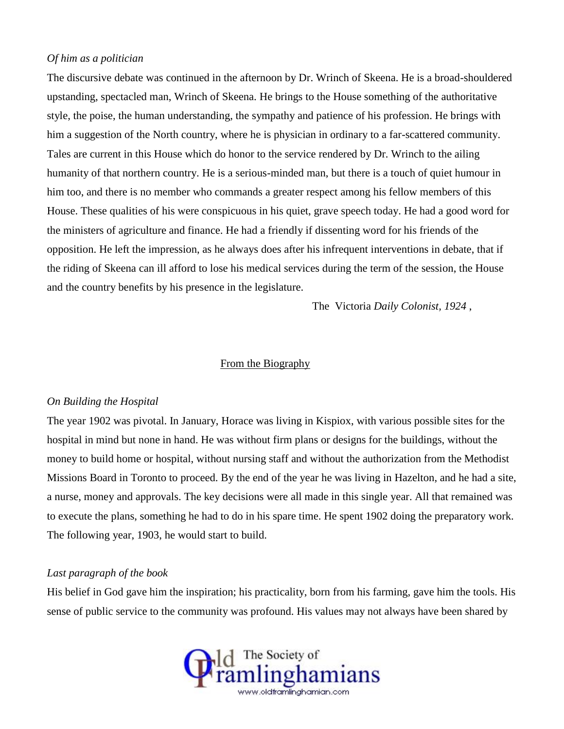*Of him as a politician*

The discursive debate was continued in the afternoon by Dr. Wrinch of Skeena. He is a broad-shouldered upstanding, spectacled man, Wrinch of Skeena. He brings to the House something of the authoritative style, the poise, the human understanding, the sympathy and patience of his profession. He brings with him a suggestion of the North country, where he is physician in ordinary to a far-scattered community. Tales are current in this House which do honor to the service rendered by Dr. Wrinch to the ailing humanity of that northern country. He is a serious-minded man, but there is a touch of quiet humour in him too, and there is no member who commands a greater respect among his fellow members of this House. These qualities of his were conspicuous in his quiet, grave speech today. He had a good word for the ministers of agriculture and finance. He had a friendly if dissenting word for his friends of the opposition. He left the impression, as he always does after his infrequent interventions in debate, that if the riding of Skeena can ill afford to lose his medical services during the term of the session, the House and the country benefits by his presence in the legislature.

The Victoria *Daily Colonist, 1924* ,

From the Biography

*On Building the Hospital*

The year 1902 was pivotal. In January, Horace was living in Kispiox, with various possible sites for the hospital in mind but none in hand. He was without firm plans or designs for the buildings, without the money to build home or hospital, without nursing staff and without the authorization from the Methodist Missions Board in Toronto to proceed. By the end of the year he was living in Hazelton, and he had a site, a nurse, money and approvals. The key decisions were all made in this single year. All that remained was to execute the plans, something he had to do in his spare time. He spent 1902 doing the preparatory work. The following year, 1903, he would start to build.

*Last paragraph of the book*

His belief in God gave him the inspiration; his practicality, born from his farming, gave him the tools. His sense of public service to the community was profound. His values may not always have been shared by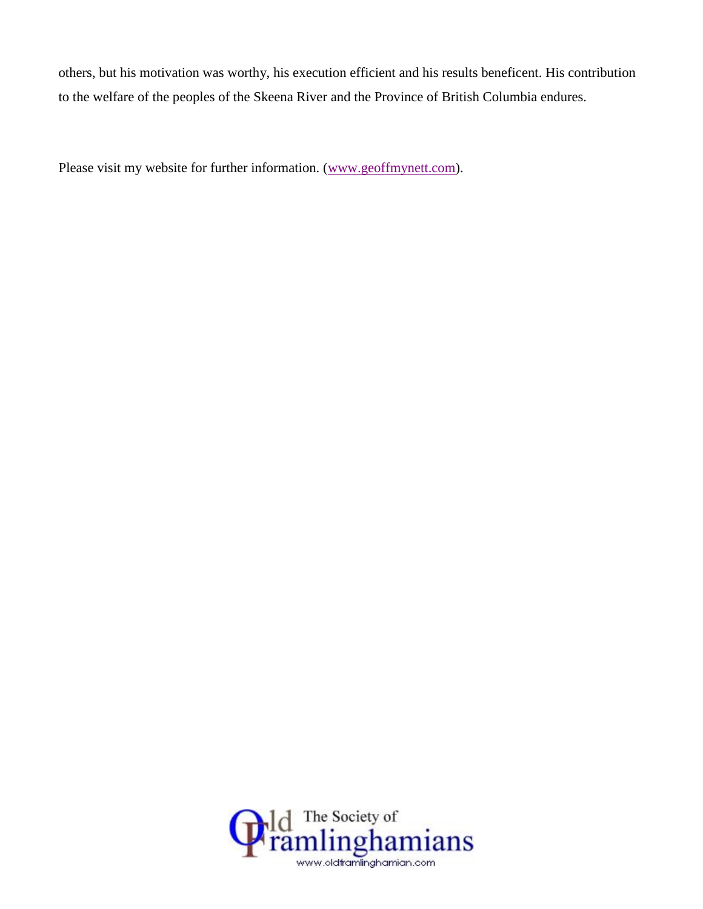others, but his motivation was worthy, his execution efficient and his results beneficent. His contribution to the welfare of the peoples of the Skeena River and the Province of British Columbia endures.

Please visit my website for further information. ([www.geoffmynett.com](http://www.geoffmynett.com)).

Old Framlinghamians The Society of

www.oldframlinghamian.com